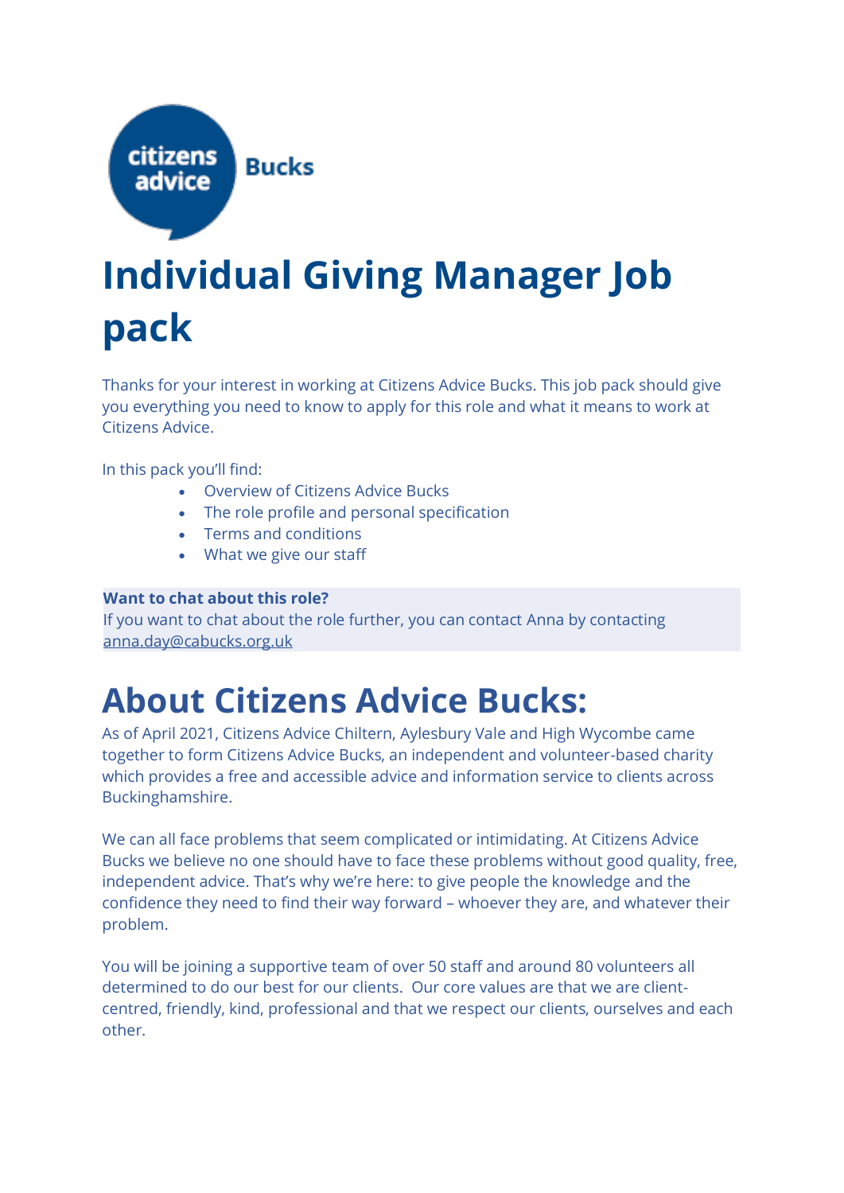citizens advice Bucks

# Individual Giving Manager Job pack

Thanks for your interest in working at Citizens Advice Bucks. This job pack should give you everything you need to know to apply for this role and what it means to work at Citizens Advice.

In this pack you'll find:

- Overview of Citizens Advice Bucks
- The role profile and personal specification
- Terms and conditions
- What we give our staff

**Want to chat about this role?**
If you want to chat about the role further, you can contact Anna by contacting anna.day@cabucks.org.uk

# About Citizens Advice Bucks:

As of April 2021, Citizens Advice Chiltern, Aylesbury Vale and High Wycombe came together to form Citizens Advice Bucks, an independent and volunteer-based charity which provides a free and accessible advice and information service to clients across Buckinghamshire.

We can all face problems that seem complicated or intimidating. At Citizens Advice Bucks we believe no one should have to face these problems without good quality, free, independent advice. That's why we're here: to give people the knowledge and the confidence they need to find their way forward – whoever they are, and whatever their problem.

You will be joining a supportive team of over 50 staff and around 80 volunteers all determined to do our best for our clients. Our core values are that we are client-centred, friendly, kind, professional and that we respect our clients, ourselves and each other.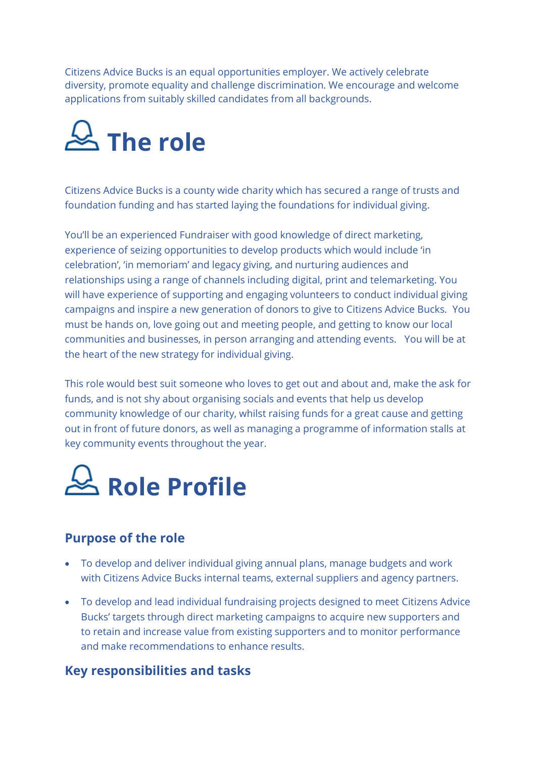Citizens Advice Bucks is an equal opportunities employer. We actively celebrate diversity, promote equality and challenge discrimination. We encourage and welcome applications from suitably skilled candidates from all backgrounds.

# The role

Citizens Advice Bucks is a county wide charity which has secured a range of trusts and foundation funding and has started laying the foundations for individual giving.

You'll be an experienced Fundraiser with good knowledge of direct marketing, experience of seizing opportunities to develop products which would include 'in celebration', 'in memoriam' and legacy giving, and nurturing audiences and relationships using a range of channels including digital, print and telemarketing. You will have experience of supporting and engaging volunteers to conduct individual giving campaigns and inspire a new generation of donors to give to Citizens Advice Bucks. You must be hands on, love going out and meeting people, and getting to know our local communities and businesses, in person arranging and attending events. You will be at the heart of the new strategy for individual giving.

This role would best suit someone who loves to get out and about and, make the ask for funds, and is not shy about organising socials and events that help us develop community knowledge of our charity, whilst raising funds for a great cause and getting out in front of future donors, as well as managing a programme of information stalls at key community events throughout the year.

# Role Profile

## Purpose of the role

- To develop and deliver individual giving annual plans, manage budgets and work with Citizens Advice Bucks internal teams, external suppliers and agency partners.
- To develop and lead individual fundraising projects designed to meet Citizens Advice Bucks' targets through direct marketing campaigns to acquire new supporters and to retain and increase value from existing supporters and to monitor performance and make recommendations to enhance results.

## Key responsibilities and tasks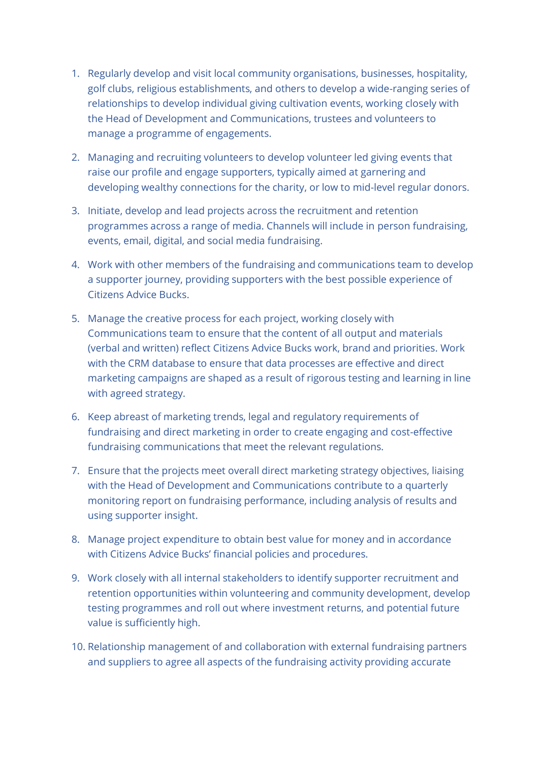1. Regularly develop and visit local community organisations, businesses, hospitality, golf clubs, religious establishments, and others to develop a wide-ranging series of relationships to develop individual giving cultivation events, working closely with the Head of Development and Communications, trustees and volunteers to manage a programme of engagements.

2. Managing and recruiting volunteers to develop volunteer led giving events that raise our profile and engage supporters, typically aimed at garnering and developing wealthy connections for the charity, or low to mid-level regular donors.

3. Initiate, develop and lead projects across the recruitment and retention programmes across a range of media. Channels will include in person fundraising, events, email, digital, and social media fundraising.

4. Work with other members of the fundraising and communications team to develop a supporter journey, providing supporters with the best possible experience of Citizens Advice Bucks.

5. Manage the creative process for each project, working closely with Communications team to ensure that the content of all output and materials (verbal and written) reflect Citizens Advice Bucks work, brand and priorities. Work with the CRM database to ensure that data processes are effective and direct marketing campaigns are shaped as a result of rigorous testing and learning in line with agreed strategy.

6. Keep abreast of marketing trends, legal and regulatory requirements of fundraising and direct marketing in order to create engaging and cost-effective fundraising communications that meet the relevant regulations.

7. Ensure that the projects meet overall direct marketing strategy objectives, liaising with the Head of Development and Communications contribute to a quarterly monitoring report on fundraising performance, including analysis of results and using supporter insight.

8. Manage project expenditure to obtain best value for money and in accordance with Citizens Advice Bucks' financial policies and procedures.

9. Work closely with all internal stakeholders to identify supporter recruitment and retention opportunities within volunteering and community development, develop testing programmes and roll out where investment returns, and potential future value is sufficiently high.

10. Relationship management of and collaboration with external fundraising partners and suppliers to agree all aspects of the fundraising activity providing accurate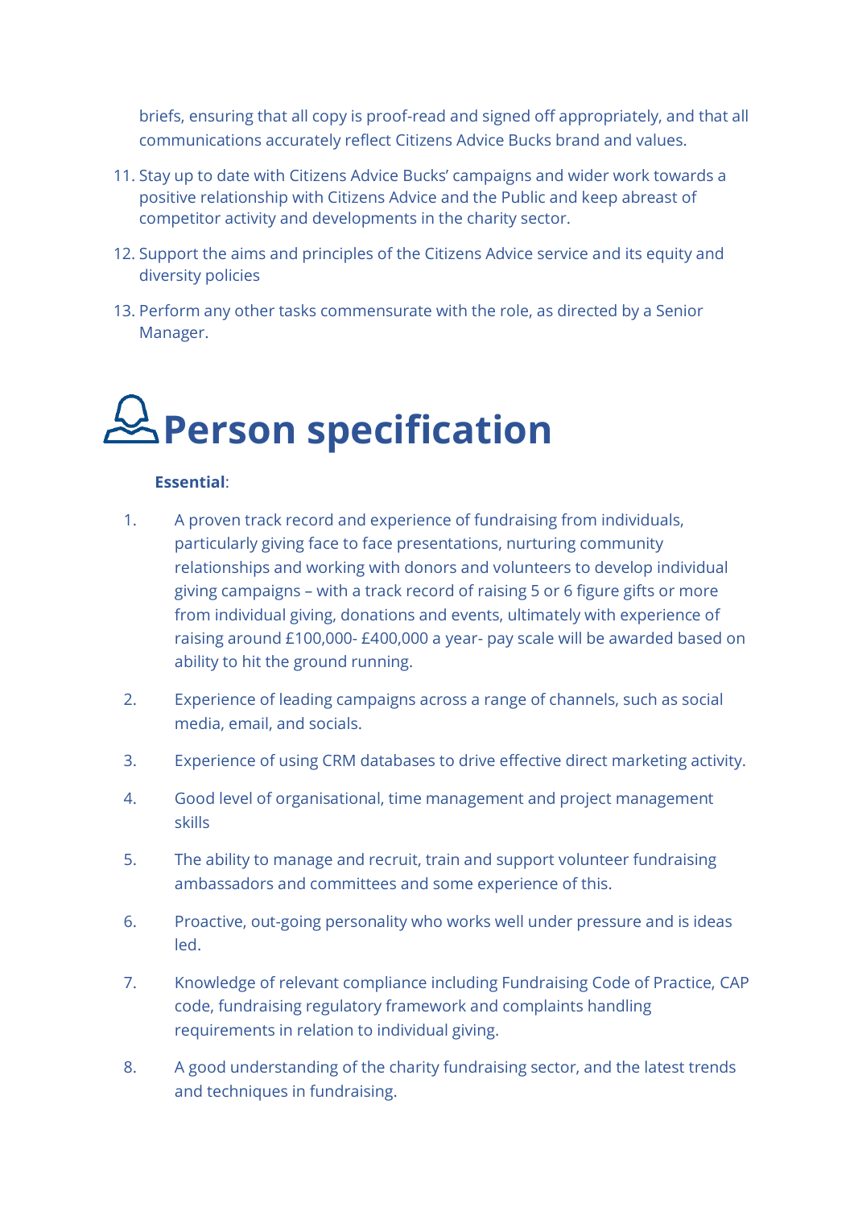briefs, ensuring that all copy is proof-read and signed off appropriately, and that all communications accurately reflect Citizens Advice Bucks brand and values.

11. Stay up to date with Citizens Advice Bucks' campaigns and wider work towards a positive relationship with Citizens Advice and the Public and keep abreast of competitor activity and developments in the charity sector.
12. Support the aims and principles of the Citizens Advice service and its equity and diversity policies
13. Perform any other tasks commensurate with the role, as directed by a Senior Manager.

# Person specification

**Essential**:

1. A proven track record and experience of fundraising from individuals, particularly giving face to face presentations, nurturing community relationships and working with donors and volunteers to develop individual giving campaigns – with a track record of raising 5 or 6 figure gifts or more from individual giving, donations and events, ultimately with experience of raising around £100,000- £400,000 a year- pay scale will be awarded based on ability to hit the ground running.
2. Experience of leading campaigns across a range of channels, such as social media, email, and socials.
3. Experience of using CRM databases to drive effective direct marketing activity.
4. Good level of organisational, time management and project management skills
5. The ability to manage and recruit, train and support volunteer fundraising ambassadors and committees and some experience of this.
6. Proactive, out-going personality who works well under pressure and is ideas led.
7. Knowledge of relevant compliance including Fundraising Code of Practice, CAP code, fundraising regulatory framework and complaints handling requirements in relation to individual giving.
8. A good understanding of the charity fundraising sector, and the latest trends and techniques in fundraising.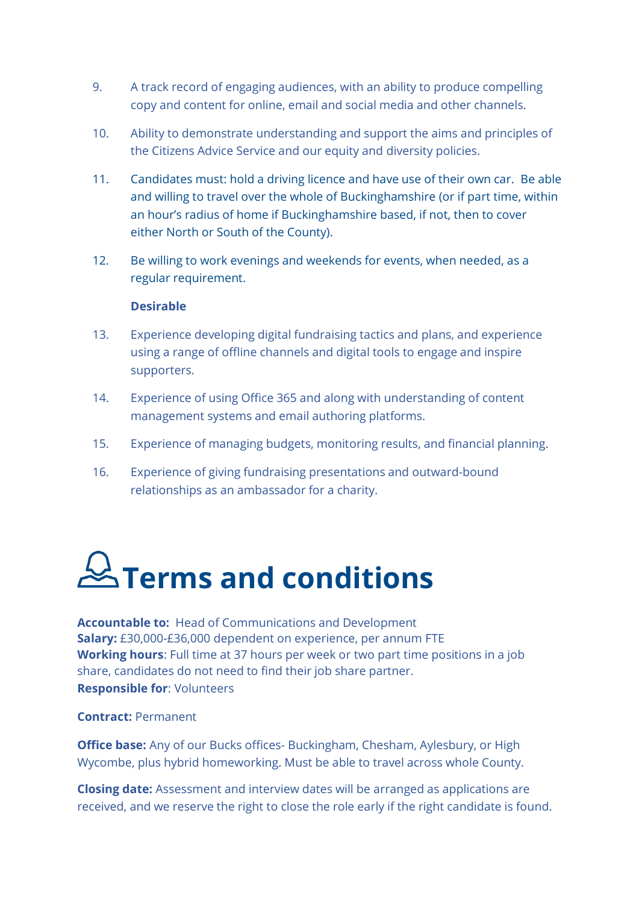9. A track record of engaging audiences, with an ability to produce compelling copy and content for online, email and social media and other channels.

10. Ability to demonstrate understanding and support the aims and principles of the Citizens Advice Service and our equity and diversity policies.

11. Candidates must: hold a driving licence and have use of their own car. Be able and willing to travel over the whole of Buckinghamshire (or if part time, within an hour's radius of home if Buckinghamshire based, if not, then to cover either North or South of the County).

12. Be willing to work evenings and weekends for events, when needed, as a regular requirement.

**Desirable**

13. Experience developing digital fundraising tactics and plans, and experience using a range of offline channels and digital tools to engage and inspire supporters.

14. Experience of using Office 365 and along with understanding of content management systems and email authoring platforms.

15. Experience of managing budgets, monitoring results, and financial planning.

16. Experience of giving fundraising presentations and outward-bound relationships as an ambassador for a charity.

# Terms and conditions

**Accountable to:** Head of Communications and Development
**Salary:** £30,000-£36,000 dependent on experience, per annum FTE
**Working hours**: Full time at 37 hours per week or two part time positions in a job share, candidates do not need to find their job share partner.
**Responsible for**: Volunteers

**Contract:** Permanent

**Office base:** Any of our Bucks offices- Buckingham, Chesham, Aylesbury, or High Wycombe, plus hybrid homeworking. Must be able to travel across whole County.

**Closing date:** Assessment and interview dates will be arranged as applications are received, and we reserve the right to close the role early if the right candidate is found.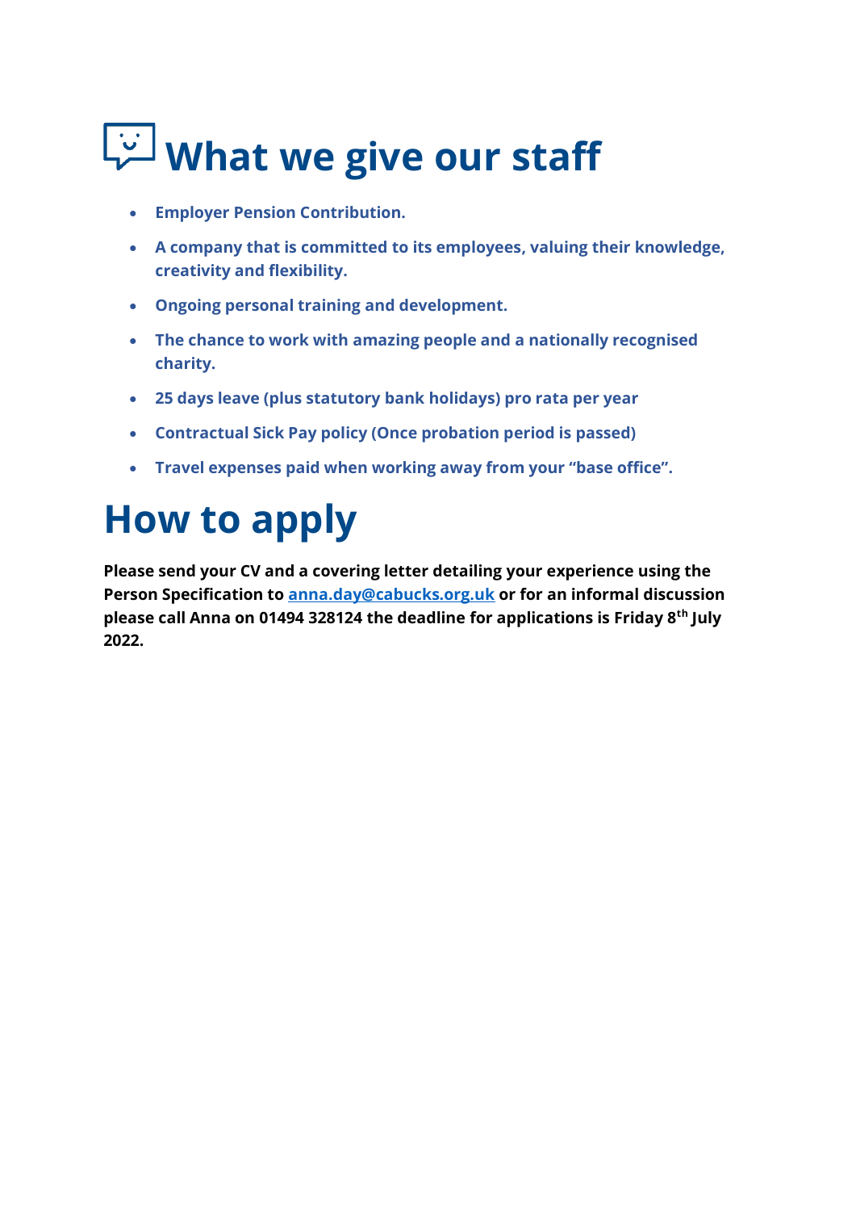# What we give our staff

- **Employer Pension Contribution.**
- **A company that is committed to its employees, valuing their knowledge, creativity and flexibility.**
- **Ongoing personal training and development.**
- **The chance to work with amazing people and a nationally recognised charity.**
- **25 days leave (plus statutory bank holidays) pro rata per year**
- **Contractual Sick Pay policy (Once probation period is passed)**
- **Travel expenses paid when working away from your "base office".**

# How to apply

**Please send your CV and a covering letter detailing your experience using the Person Specification to [anna.day@cabucks.org.uk](mailto:anna.day@cabucks.org.uk) or for an informal discussion please call Anna on 01494 328124 the deadline for applications is Friday 8th July 2022.**